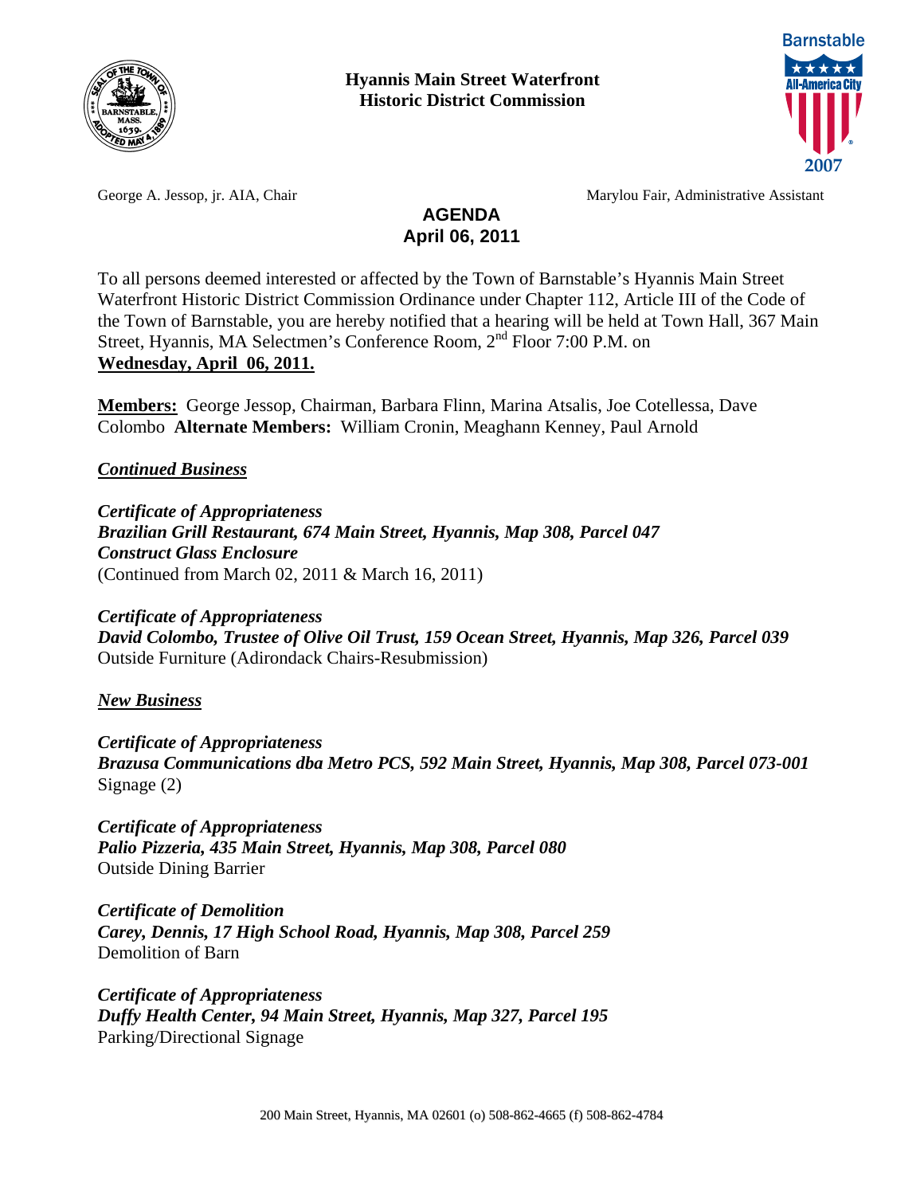**Hyannis Main Street Waterfront Historic District Commission**

George A. Jessop, jr. AIA, Chair

Marylou Fair, Administrative Assistant

# AGENDA
## April 06, 2011

To all persons deemed interested or affected by the Town of Barnstable's Hyannis Main Street Waterfront Historic District Commission Ordinance under Chapter 112, Article III of the Code of the Town of Barnstable, you are hereby notified that a hearing will be held at Town Hall, 367 Main Street, Hyannis, MA Selectmen's Conference Room, 2nd Floor 7:00 P.M. on **Wednesday, April 06, 2011.**

**Members:** George Jessop, Chairman, Barbara Flinn, Marina Atsalis, Joe Cotellessa, Dave Colombo **Alternate Members:** William Cronin, Meaghann Kenney, Paul Arnold

***Continued Business***

***Certificate of Appropriateness***
***Brazilian Grill Restaurant, 674 Main Street, Hyannis, Map 308, Parcel 047***
***Construct Glass Enclosure***
(Continued from March 02, 2011 & March 16, 2011)

***Certificate of Appropriateness***
***David Colombo, Trustee of Olive Oil Trust, 159 Ocean Street, Hyannis, Map 326, Parcel 039***
Outside Furniture (Adirondack Chairs-Resubmission)

***New Business***

***Certificate of Appropriateness***
***Brazusa Communications dba Metro PCS, 592 Main Street, Hyannis, Map 308, Parcel 073-001***
Signage (2)

***Certificate of Appropriateness***
***Palio Pizzeria, 435 Main Street, Hyannis, Map 308, Parcel 080***
Outside Dining Barrier

***Certificate of Demolition***
***Carey, Dennis, 17 High School Road, Hyannis, Map 308, Parcel 259***
Demolition of Barn

***Certificate of Appropriateness***
***Duffy Health Center, 94 Main Street, Hyannis, Map 327, Parcel 195***
Parking/Directional Signage

200 Main Street, Hyannis, MA 02601 (o) 508-862-4665 (f) 508-862-4784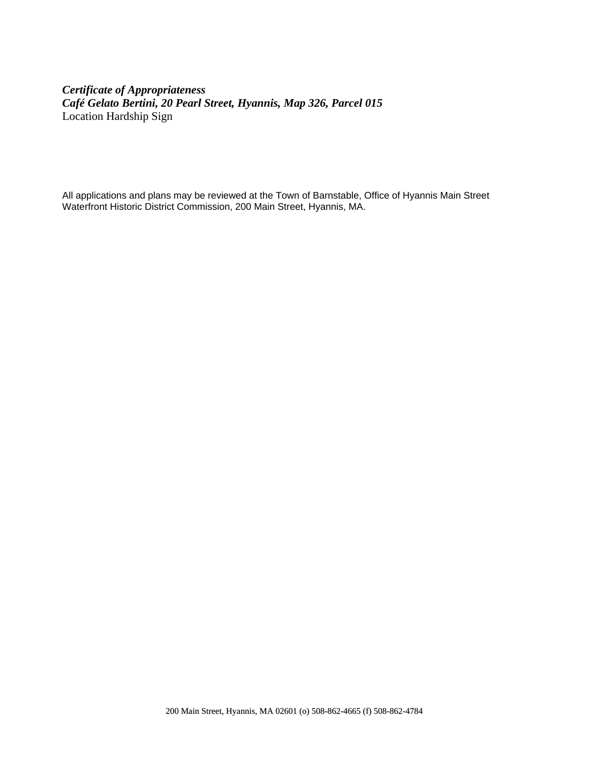***Certificate of Appropriateness***
***Café Gelato Bertini, 20 Pearl Street, Hyannis, Map 326, Parcel 015***
Location Hardship Sign

All applications and plans may be reviewed at the Town of Barnstable, Office of Hyannis Main Street Waterfront Historic District Commission, 200 Main Street, Hyannis, MA.

200 Main Street, Hyannis, MA 02601 (o) 508-862-4665 (f) 508-862-4784